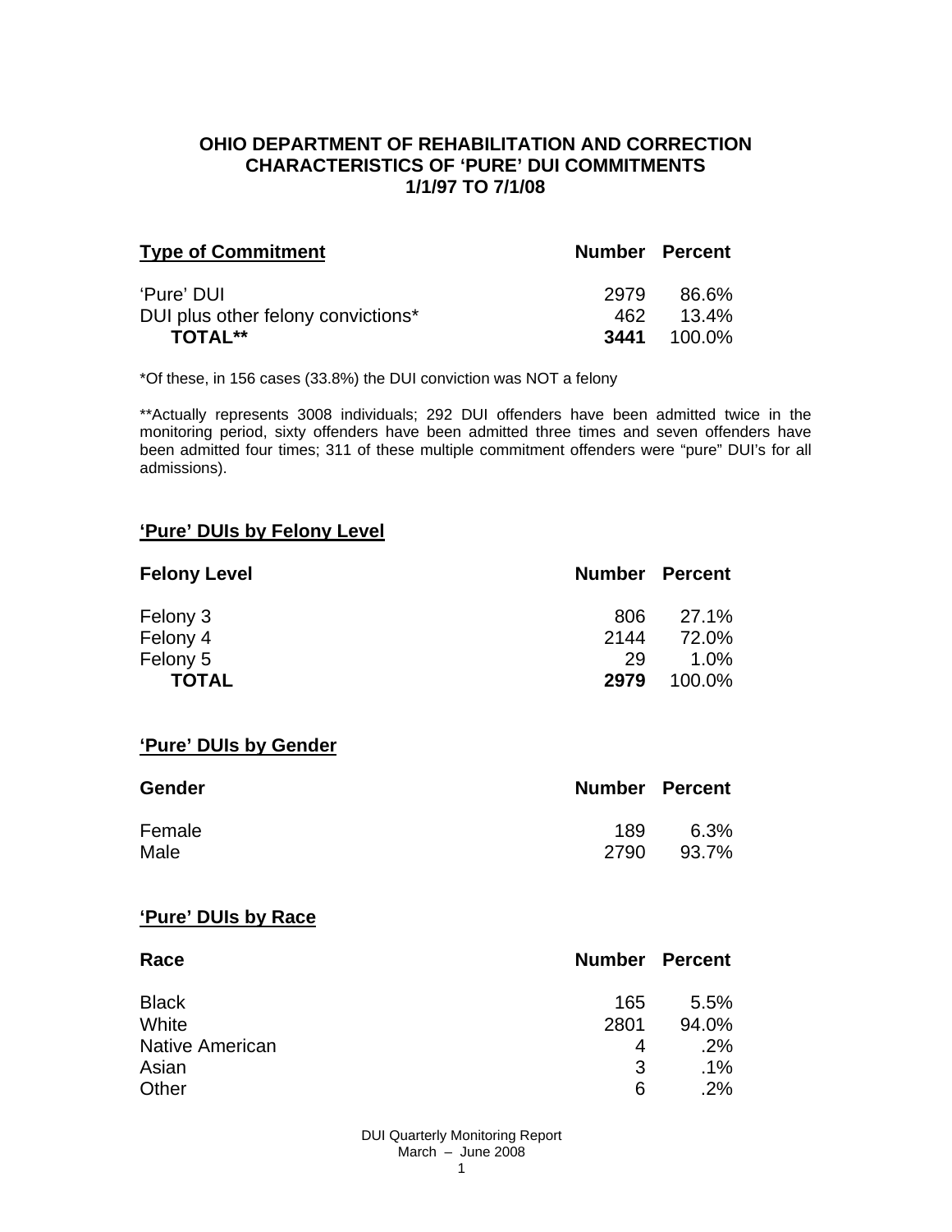## OHIO DEPARTMENT OF REHABILITATION AND CORRECTION
## CHARACTERISTICS OF 'PURE' DUI COMMITMENTS
## 1/1/97 TO 7/1/08

| Type of Commitment | Number | Percent |
|---|---|---|
| 'Pure' DUI | 2979 | 86.6% |
| DUI plus other felony convictions* | 462 | 13.4% |
| **TOTAL**** | **3441** | 100.0% |

*Of these, in 156 cases (33.8%) the DUI conviction was NOT a felony

**Actually represents 3008 individuals; 292 DUI offenders have been admitted twice in the monitoring period, sixty offenders have been admitted three times and seven offenders have been admitted four times; 311 of these multiple commitment offenders were "pure" DUI's for all admissions).

### 'Pure' DUIs by Felony Level

| Felony Level | Number | Percent |
|---|---|---|
| Felony 3 | 806 | 27.1% |
| Felony 4 | 2144 | 72.0% |
| Felony 5 | 29 | 1.0% |
| **TOTAL** | **2979** | 100.0% |

### 'Pure' DUIs by Gender

| Gender | Number | Percent |
|---|---|---|
| Female | 189 | 6.3% |
| Male | 2790 | 93.7% |

### 'Pure' DUIs by Race

| Race | Number | Percent |
|---|---|---|
| Black | 165 | 5.5% |
| White | 2801 | 94.0% |
| Native American | 4 | .2% |
| Asian | 3 | .1% |
| Other | 6 | .2% |

DUI Quarterly Monitoring Report
March – June 2008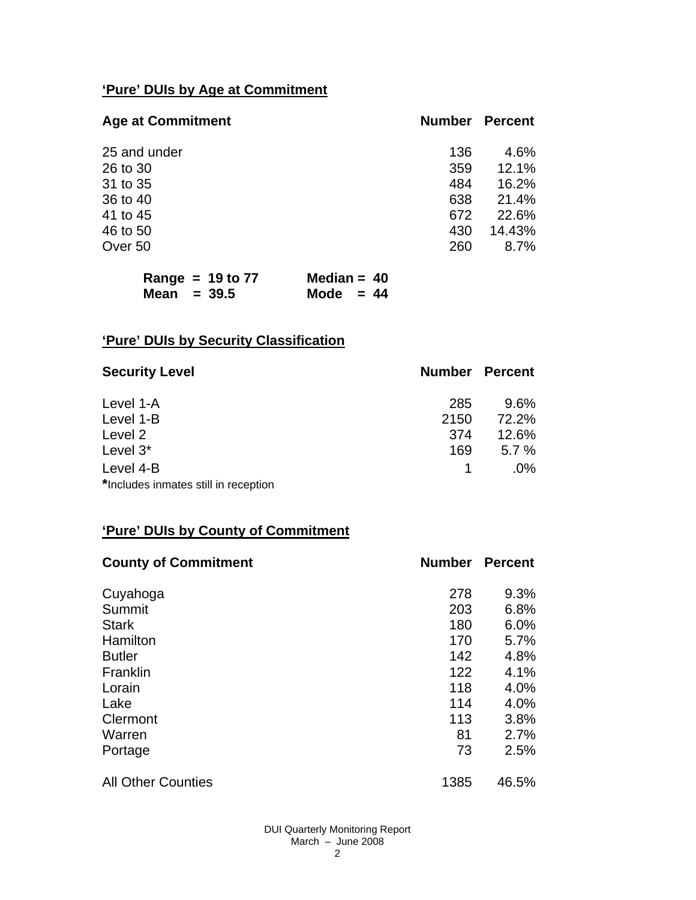## 'Pure' DUIs by Age at Commitment

| Age at Commitment | Number | Percent |
|---|---|---|
| 25 and under | 136 | 4.6% |
| 26 to 30 | 359 | 12.1% |
| 31 to 35 | 484 | 16.2% |
| 36 to 40 | 638 | 21.4% |
| 41 to 45 | 672 | 22.6% |
| 46 to 50 | 430 | 14.43% |
| Over 50 | 260 | 8.7% |

**Range = 19 to 77** **Median = 40**
**Mean = 39.5** **Mode = 44**

## 'Pure' DUIs by Security Classification

| Security Level | Number | Percent |
|---|---|---|
| Level 1-A | 285 | 9.6% |
| Level 1-B | 2150 | 72.2% |
| Level 2 | 374 | 12.6% |
| Level 3* | 169 | 5.7 % |
| Level 4-B | 1 | .0% |

**\***Includes inmates still in reception

## 'Pure' DUIs by County of Commitment

| County of Commitment | Number | Percent |
|---|---|---|
| Cuyahoga | 278 | 9.3% |
| Summit | 203 | 6.8% |
| Stark | 180 | 6.0% |
| Hamilton | 170 | 5.7% |
| Butler | 142 | 4.8% |
| Franklin | 122 | 4.1% |
| Lorain | 118 | 4.0% |
| Lake | 114 | 4.0% |
| Clermont | 113 | 3.8% |
| Warren | 81 | 2.7% |
| Portage | 73 | 2.5% |
| All Other Counties | 1385 | 46.5% |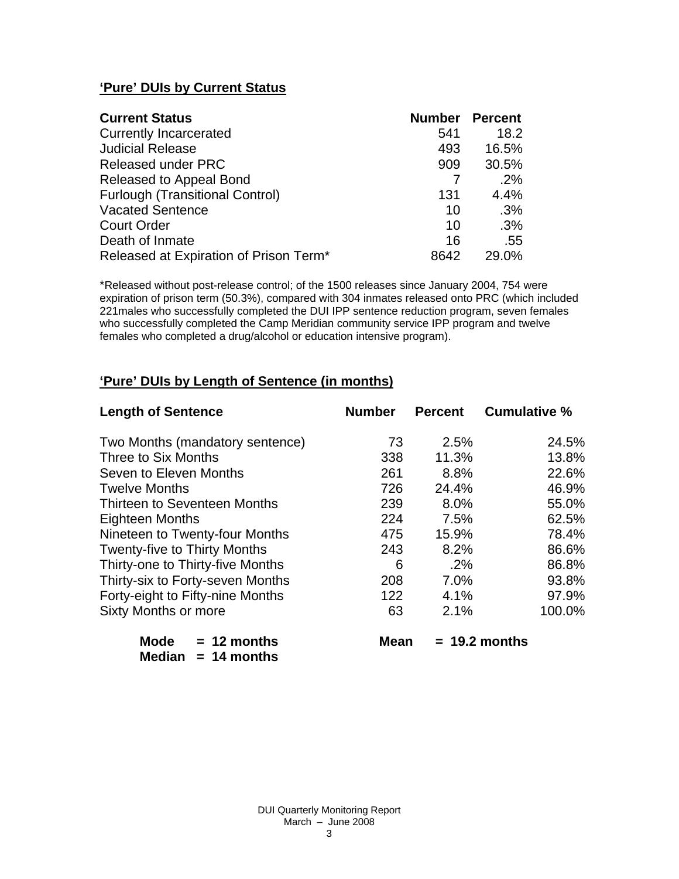## 'Pure' DUIs by Current Status

| Current Status | Number | Percent |
|---|---|---|
| Currently Incarcerated | 541 | 18.2 |
| Judicial Release | 493 | 16.5% |
| Released under PRC | 909 | 30.5% |
| Released to Appeal Bond | 7 | .2% |
| Furlough (Transitional Control) | 131 | 4.4% |
| Vacated Sentence | 10 | .3% |
| Court Order | 10 | .3% |
| Death of Inmate | 16 | .55 |
| Released at Expiration of Prison Term* | 8642 | 29.0% |

*Released without post-release control; of the 1500 releases since January 2004, 754 were expiration of prison term (50.3%), compared with 304 inmates released onto PRC (which included 221males who successfully completed the DUI IPP sentence reduction program, seven females who successfully completed the Camp Meridian community service IPP program and twelve females who completed a drug/alcohol or education intensive program).

## 'Pure' DUIs by Length of Sentence (in months)

| Length of Sentence | Number | Percent | Cumulative % |
|---|---|---|---|
| Two Months (mandatory sentence) | 73 | 2.5% | 24.5% |
| Three to Six Months | 338 | 11.3% | 13.8% |
| Seven to Eleven Months | 261 | 8.8% | 22.6% |
| Twelve Months | 726 | 24.4% | 46.9% |
| Thirteen to Seventeen Months | 239 | 8.0% | 55.0% |
| Eighteen Months | 224 | 7.5% | 62.5% |
| Nineteen to Twenty-four Months | 475 | 15.9% | 78.4% |
| Twenty-five to Thirty Months | 243 | 8.2% | 86.6% |
| Thirty-one to Thirty-five Months | 6 | .2% | 86.8% |
| Thirty-six to Forty-seven Months | 208 | 7.0% | 93.8% |
| Forty-eight to Fifty-nine Months | 122 | 4.1% | 97.9% |
| Sixty Months or more | 63 | 2.1% | 100.0% |

**Mode = 12 months** **Mean = 19.2 months**
**Median = 14 months**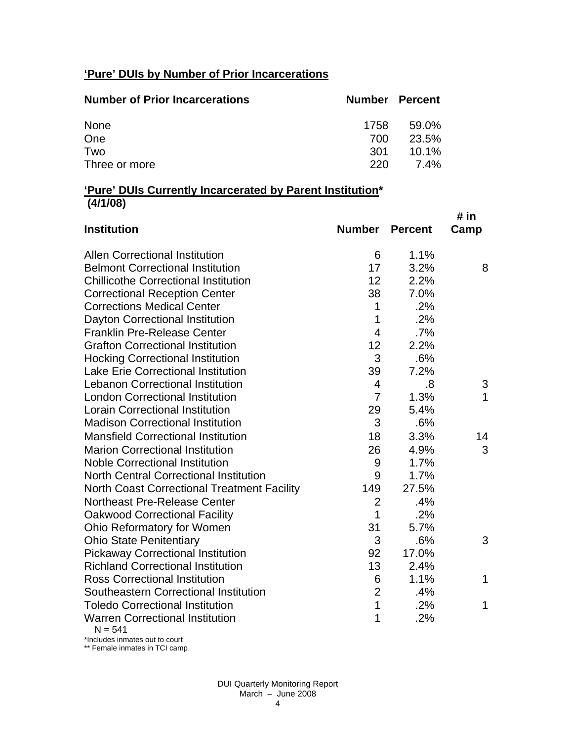## 'Pure' DUIs by Number of Prior Incarcerations

| Number of Prior Incarcerations | Number | Percent |
|---|---|---|
| None | 1758 | 59.0% |
| One | 700 | 23.5% |
| Two | 301 | 10.1% |
| Three or more | 220 | 7.4% |

## 'Pure' DUIs Currently Incarcerated by Parent Institution* (4/1/08)

| Institution | Number | Percent | # in Camp |
|---|---|---|---|
| Allen Correctional Institution | 6 | 1.1% | |
| Belmont Correctional Institution | 17 | 3.2% | 8 |
| Chillicothe Correctional Institution | 12 | 2.2% | |
| Correctional Reception Center | 38 | 7.0% | |
| Corrections Medical Center | 1 | .2% | |
| Dayton Correctional Institution | 1 | .2% | |
| Franklin Pre-Release Center | 4 | .7% | |
| Grafton Correctional Institution | 12 | 2.2% | |
| Hocking Correctional Institution | 3 | .6% | |
| Lake Erie Correctional Institution | 39 | 7.2% | |
| Lebanon Correctional Institution | 4 | .8 | 3 |
| London Correctional Institution | 7 | 1.3% | 1 |
| Lorain Correctional Institution | 29 | 5.4% | |
| Madison Correctional Institution | 3 | .6% | |
| Mansfield Correctional Institution | 18 | 3.3% | 14 |
| Marion Correctional Institution | 26 | 4.9% | 3 |
| Noble Correctional Institution | 9 | 1.7% | |
| North Central Correctional Institution | 9 | 1.7% | |
| North Coast Correctional Treatment Facility | 149 | 27.5% | |
| Northeast Pre-Release Center | 2 | .4% | |
| Oakwood Correctional Facility | 1 | .2% | |
| Ohio Reformatory for Women | 31 | 5.7% | |
| Ohio State Penitentiary | 3 | .6% | 3 |
| Pickaway Correctional Institution | 92 | 17.0% | |
| Richland Correctional Institution | 13 | 2.4% | |
| Ross Correctional Institution | 6 | 1.1% | 1 |
| Southeastern Correctional Institution | 2 | .4% | |
| Toledo Correctional Institution | 1 | .2% | 1 |
| Warren Correctional Institution | 1 | .2% | |

N = 541

*Includes inmates out to court

** Female inmates in TCI camp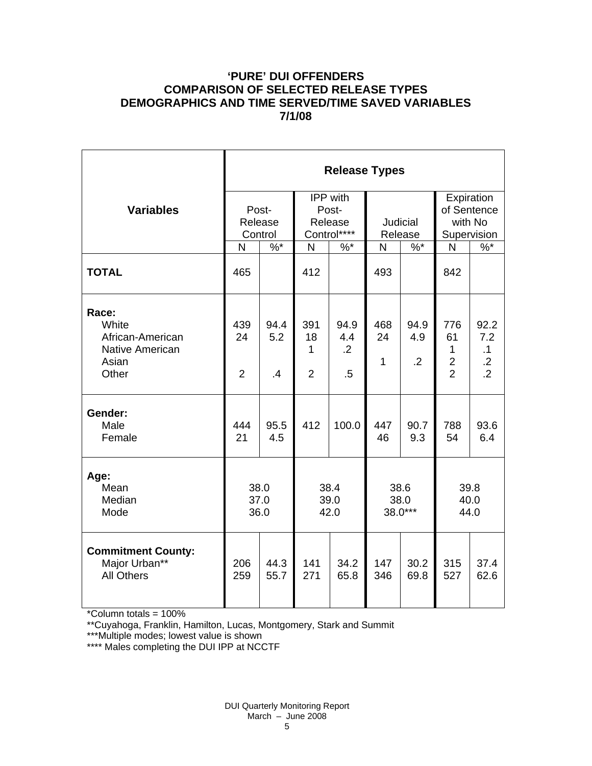# 'PURE' DUI OFFENDERS
# COMPARISON OF SELECTED RELEASE TYPES
# DEMOGRAPHICS AND TIME SERVED/TIME SAVED VARIABLES
# 7/1/08

| Variables | Release Types | | | | | | | |
|---|---|---|---|---|---|---|---|---|
| | Post-Release Control | | IPP with Post-Release Control**** | | Judicial Release | | Expiration of Sentence with No Supervision | |
| | N | %* | N | %* | N | %* | N | %* |
| **TOTAL** | 465 | | 412 | | 493 | | 842 | |
| **Race:** | | | | | | | | |
| White | 439 | 94.4 | 391 | 94.9 | 468 | 94.9 | 776 | 92.2 |
| African-American | 24 | 5.2 | 18 | 4.4 | 24 | 4.9 | 61 | 7.2 |
| Native American | | | 1 | .2 | 1 | .2 | 1 | .1 |
| Asian | | | | | | | 2 | .2 |
| Other | 2 | .4 | 2 | .5 | | | 2 | .2 |
| **Gender:** | | | | | | | | |
| Male | 444 | 95.5 | 412 | 100.0 | 447 | 90.7 | 788 | 93.6 |
| Female | 21 | 4.5 | | | 46 | 9.3 | 54 | 6.4 |
| **Age:** | | | | | | | | |
| Mean | 38.0 | | 38.4 | | 38.6 | | 39.8 | |
| Median | 37.0 | | 39.0 | | 38.0 | | 40.0 | |
| Mode | 36.0 | | 42.0 | | 38.0*** | | 44.0 | |
| **Commitment County:** | | | | | | | | |
| Major Urban** | 206 | 44.3 | 141 | 34.2 | 147 | 30.2 | 315 | 37.4 |
| All Others | 259 | 55.7 | 271 | 65.8 | 346 | 69.8 | 527 | 62.6 |

*Column totals = 100%

**Cuyahoga, Franklin, Hamilton, Lucas, Montgomery, Stark and Summit

***Multiple modes; lowest value is shown

**** Males completing the DUI IPP at NCCTF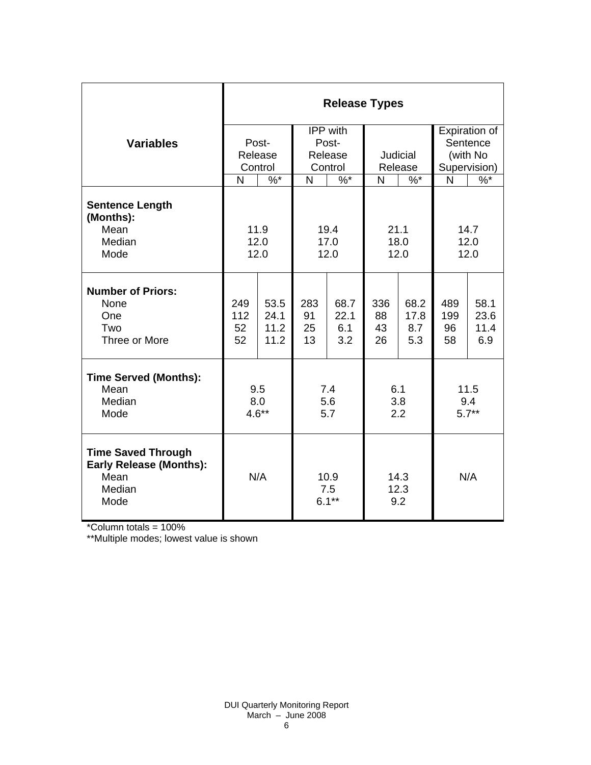| Variables | Release Types | | | | | | | |
|---|---|---|---|---|---|---|---|---|
| | Post-Release Control | | IPP with Post-Release Control | | Judicial Release | | Expiration of Sentence (with No Supervision) | |
| | N | %* | N | %* | N | %* | N | %* |
| **Sentence Length (Months):** | | | | | | | | |
| Mean | 11.9 | | 19.4 | | 21.1 | | 14.7 | |
| Median | 12.0 | | 17.0 | | 18.0 | | 12.0 | |
| Mode | 12.0 | | 12.0 | | 12.0 | | 12.0 | |
| **Number of Priors:** | | | | | | | | |
| None | 249 | 53.5 | 283 | 68.7 | 336 | 68.2 | 489 | 58.1 |
| One | 112 | 24.1 | 91 | 22.1 | 88 | 17.8 | 199 | 23.6 |
| Two | 52 | 11.2 | 25 | 6.1 | 43 | 8.7 | 96 | 11.4 |
| Three or More | 52 | 11.2 | 13 | 3.2 | 26 | 5.3 | 58 | 6.9 |
| **Time Served (Months):** | | | | | | | | |
| Mean | 9.5 | | 7.4 | | 6.1 | | 11.5 | |
| Median | 8.0 | | 5.6 | | 3.8 | | 9.4 | |
| Mode | 4.6** | | 5.7 | | 2.2 | | 5.7** | |
| **Time Saved Through Early Release (Months):** | | | | | | | | |
| Mean | N/A | | 10.9 | | 14.3 | | N/A | |
| Median | | | 7.5 | | 12.3 | | | |
| Mode | | | 6.1** | | 9.2 | | | |

*Column totals = 100%

**Multiple modes; lowest value is shown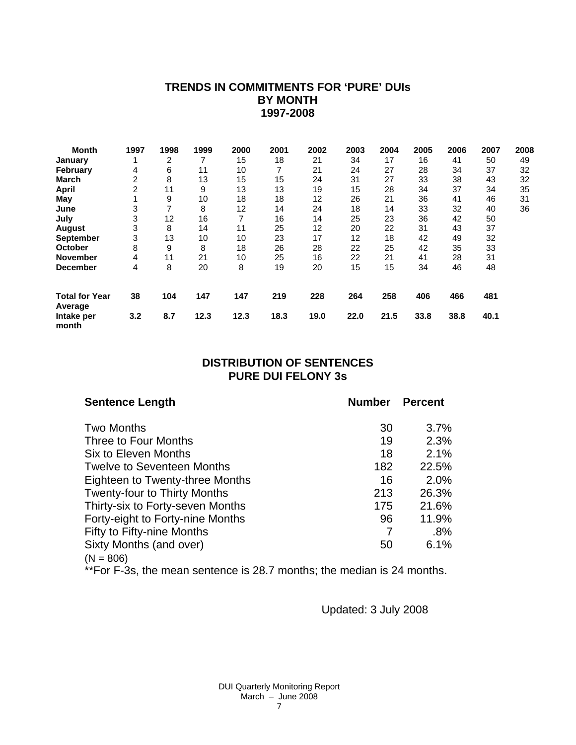## TRENDS IN COMMITMENTS FOR 'PURE' DUIs
## BY MONTH
## 1997-2008

| Month | 1997 | 1998 | 1999 | 2000 | 2001 | 2002 | 2003 | 2004 | 2005 | 2006 | 2007 | 2008 |
|---|---|---|---|---|---|---|---|---|---|---|---|---|
| **January** | 1 | 2 | 7 | 15 | 18 | 21 | 34 | 17 | 16 | 41 | 50 | 49 |
| **February** | 4 | 6 | 11 | 10 | 7 | 21 | 24 | 27 | 28 | 34 | 37 | 32 |
| **March** | 2 | 8 | 13 | 15 | 15 | 24 | 31 | 27 | 33 | 38 | 43 | 32 |
| **April** | 2 | 11 | 9 | 13 | 13 | 19 | 15 | 28 | 34 | 37 | 34 | 35 |
| **May** | 1 | 9 | 10 | 18 | 18 | 12 | 26 | 21 | 36 | 41 | 46 | 31 |
| **June** | 3 | 7 | 8 | 12 | 14 | 24 | 18 | 14 | 33 | 32 | 40 | 36 |
| **July** | 3 | 12 | 16 | 7 | 16 | 14 | 25 | 23 | 36 | 42 | 50 | |
| **August** | 3 | 8 | 14 | 11 | 25 | 12 | 20 | 22 | 31 | 43 | 37 | |
| **September** | 3 | 13 | 10 | 10 | 23 | 17 | 12 | 18 | 42 | 49 | 32 | |
| **October** | 8 | 9 | 8 | 18 | 26 | 28 | 22 | 25 | 42 | 35 | 33 | |
| **November** | 4 | 11 | 21 | 10 | 25 | 16 | 22 | 21 | 41 | 28 | 31 | |
| **December** | 4 | 8 | 20 | 8 | 19 | 20 | 15 | 15 | 34 | 46 | 48 | |
| **Total for Year** | **38** | **104** | **147** | **147** | **219** | **228** | **264** | **258** | **406** | **466** | **481** | |
| **Average Intake per month** | **3.2** | **8.7** | **12.3** | **12.3** | **18.3** | **19.0** | **22.0** | **21.5** | **33.8** | **38.8** | **40.1** | |

## DISTRIBUTION OF SENTENCES
## PURE DUI FELONY 3s

| Sentence Length | Number | Percent |
|---|---|---|
| Two Months | 30 | 3.7% |
| Three to Four Months | 19 | 2.3% |
| Six to Eleven Months | 18 | 2.1% |
| Twelve to Seventeen Months | 182 | 22.5% |
| Eighteen to Twenty-three Months | 16 | 2.0% |
| Twenty-four to Thirty Months | 213 | 26.3% |
| Thirty-six to Forty-seven Months | 175 | 21.6% |
| Forty-eight to Forty-nine Months | 96 | 11.9% |
| Fifty to Fifty-nine Months | 7 | .8% |
| Sixty Months (and over) | 50 | 6.1% |

(N = 806)

**For F-3s, the mean sentence is 28.7 months; the median is 24 months.

Updated: 3 July 2008